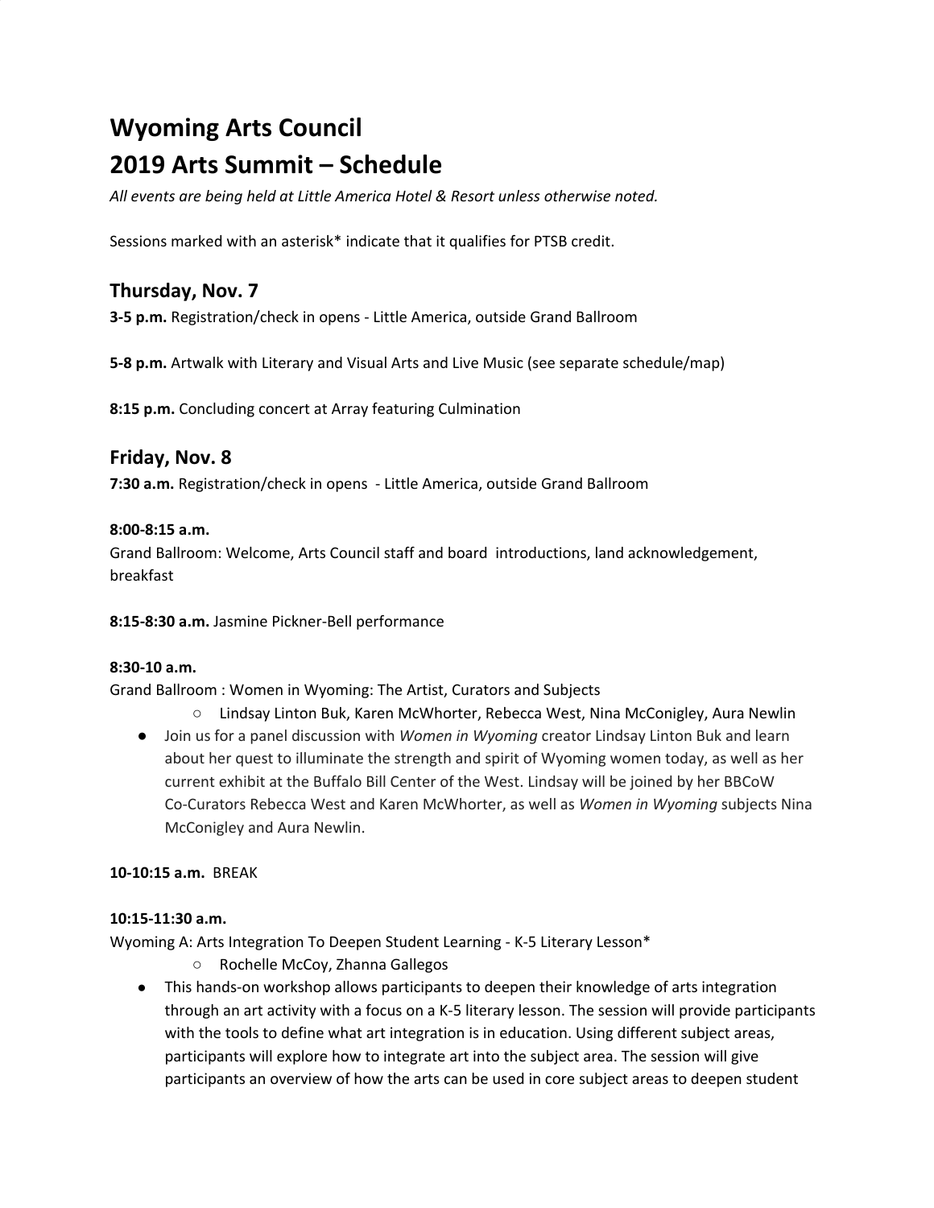# Wyoming Arts Council
# 2019 Arts Summit – Schedule

*All events are being held at Little America Hotel & Resort unless otherwise noted.*

Sessions marked with an asterisk* indicate that it qualifies for PTSB credit.

## Thursday, Nov. 7

**3-5 p.m.** Registration/check in opens - Little America, outside Grand Ballroom

**5-8 p.m.** Artwalk with Literary and Visual Arts and Live Music (see separate schedule/map)

**8:15 p.m.** Concluding concert at Array featuring Culmination

## Friday, Nov. 8

**7:30 a.m.** Registration/check in opens - Little America, outside Grand Ballroom

**8:00-8:15 a.m.**
Grand Ballroom: Welcome, Arts Council staff and board introductions, land acknowledgement, breakfast

**8:15-8:30 a.m.** Jasmine Pickner-Bell performance

**8:30-10 a.m.**
Grand Ballroom : Women in Wyoming: The Artist, Curators and Subjects

- Lindsay Linton Buk, Karen McWhorter, Rebecca West, Nina McConigley, Aura Newlin

- Join us for a panel discussion with *Women in Wyoming* creator Lindsay Linton Buk and learn about her quest to illuminate the strength and spirit of Wyoming women today, as well as her current exhibit at the Buffalo Bill Center of the West. Lindsay will be joined by her BBCoW Co-Curators Rebecca West and Karen McWhorter, as well as *Women in Wyoming* subjects Nina McConigley and Aura Newlin.

**10-10:15 a.m.** BREAK

**10:15-11:30 a.m.**
Wyoming A: Arts Integration To Deepen Student Learning - K-5 Literary Lesson*

- Rochelle McCoy, Zhanna Gallegos

- This hands-on workshop allows participants to deepen their knowledge of arts integration through an art activity with a focus on a K-5 literary lesson. The session will provide participants with the tools to define what art integration is in education. Using different subject areas, participants will explore how to integrate art into the subject area. The session will give participants an overview of how the arts can be used in core subject areas to deepen student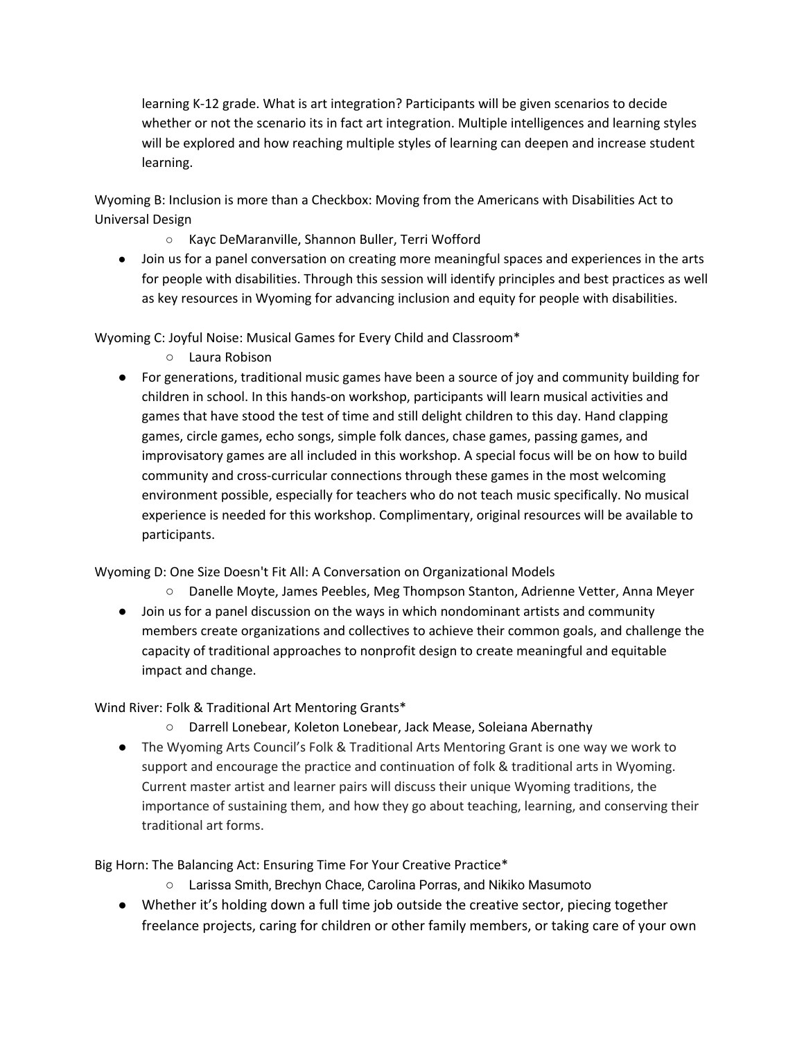learning K-12 grade. What is art integration? Participants will be given scenarios to decide whether or not the scenario its in fact art integration. Multiple intelligences and learning styles will be explored and how reaching multiple styles of learning can deepen and increase student learning.

Wyoming B: Inclusion is more than a Checkbox: Moving from the Americans with Disabilities Act to Universal Design

- Kayc DeMaranville, Shannon Buller, Terri Wofford

- Join us for a panel conversation on creating more meaningful spaces and experiences in the arts for people with disabilities. Through this session will identify principles and best practices as well as key resources in Wyoming for advancing inclusion and equity for people with disabilities.

Wyoming C: Joyful Noise: Musical Games for Every Child and Classroom*

- Laura Robison

- For generations, traditional music games have been a source of joy and community building for children in school. In this hands-on workshop, participants will learn musical activities and games that have stood the test of time and still delight children to this day. Hand clapping games, circle games, echo songs, simple folk dances, chase games, passing games, and improvisatory games are all included in this workshop. A special focus will be on how to build community and cross-curricular connections through these games in the most welcoming environment possible, especially for teachers who do not teach music specifically. No musical experience is needed for this workshop. Complimentary, original resources will be available to participants.

Wyoming D: One Size Doesn't Fit All: A Conversation on Organizational Models

- Danelle Moyte, James Peebles, Meg Thompson Stanton, Adrienne Vetter, Anna Meyer

- Join us for a panel discussion on the ways in which nondominant artists and community members create organizations and collectives to achieve their common goals, and challenge the capacity of traditional approaches to nonprofit design to create meaningful and equitable impact and change.

Wind River: Folk & Traditional Art Mentoring Grants*

- Darrell Lonebear, Koleton Lonebear, Jack Mease, Soleiana Abernathy

- The Wyoming Arts Council's Folk & Traditional Arts Mentoring Grant is one way we work to support and encourage the practice and continuation of folk & traditional arts in Wyoming. Current master artist and learner pairs will discuss their unique Wyoming traditions, the importance of sustaining them, and how they go about teaching, learning, and conserving their traditional art forms.

Big Horn: The Balancing Act: Ensuring Time For Your Creative Practice*

- Larissa Smith, Brechyn Chace, Carolina Porras, and Nikiko Masumoto

- Whether it's holding down a full time job outside the creative sector, piecing together freelance projects, caring for children or other family members, or taking care of your own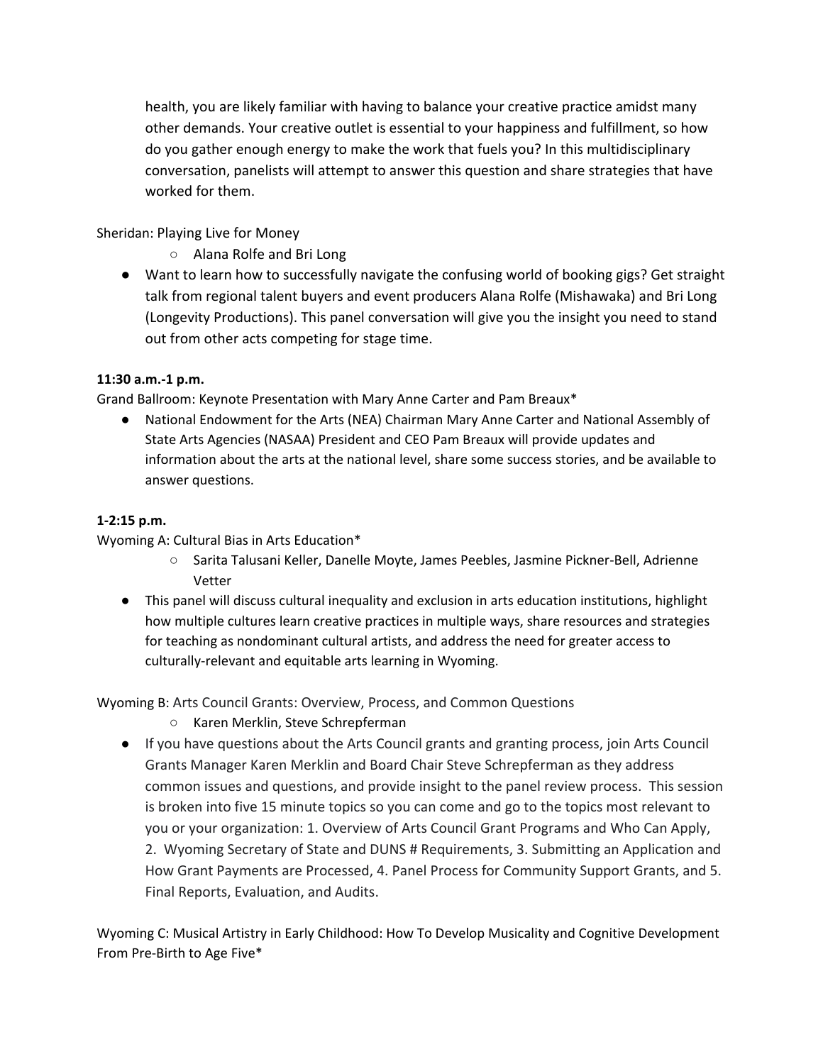health, you are likely familiar with having to balance your creative practice amidst many other demands. Your creative outlet is essential to your happiness and fulfillment, so how do you gather enough energy to make the work that fuels you? In this multidisciplinary conversation, panelists will attempt to answer this question and share strategies that have worked for them.

Sheridan: Playing Live for Money

- Alana Rolfe and Bri Long

- Want to learn how to successfully navigate the confusing world of booking gigs? Get straight talk from regional talent buyers and event producers Alana Rolfe (Mishawaka) and Bri Long (Longevity Productions). This panel conversation will give you the insight you need to stand out from other acts competing for stage time.

**11:30 a.m.-1 p.m.**

Grand Ballroom: Keynote Presentation with Mary Anne Carter and Pam Breaux*

- National Endowment for the Arts (NEA) Chairman Mary Anne Carter and National Assembly of State Arts Agencies (NASAA) President and CEO Pam Breaux will provide updates and information about the arts at the national level, share some success stories, and be available to answer questions.

**1-2:15 p.m.**

Wyoming A: Cultural Bias in Arts Education*

- Sarita Talusani Keller, Danelle Moyte, James Peebles, Jasmine Pickner-Bell, Adrienne Vetter

- This panel will discuss cultural inequality and exclusion in arts education institutions, highlight how multiple cultures learn creative practices in multiple ways, share resources and strategies for teaching as nondominant cultural artists, and address the need for greater access to culturally-relevant and equitable arts learning in Wyoming.

Wyoming B: Arts Council Grants: Overview, Process, and Common Questions

- Karen Merklin, Steve Schrepferman

- If you have questions about the Arts Council grants and granting process, join Arts Council Grants Manager Karen Merklin and Board Chair Steve Schrepferman as they address common issues and questions, and provide insight to the panel review process. This session is broken into five 15 minute topics so you can come and go to the topics most relevant to you or your organization: 1. Overview of Arts Council Grant Programs and Who Can Apply, 2. Wyoming Secretary of State and DUNS # Requirements, 3. Submitting an Application and How Grant Payments are Processed, 4. Panel Process for Community Support Grants, and 5. Final Reports, Evaluation, and Audits.

Wyoming C: Musical Artistry in Early Childhood: How To Develop Musicality and Cognitive Development From Pre-Birth to Age Five*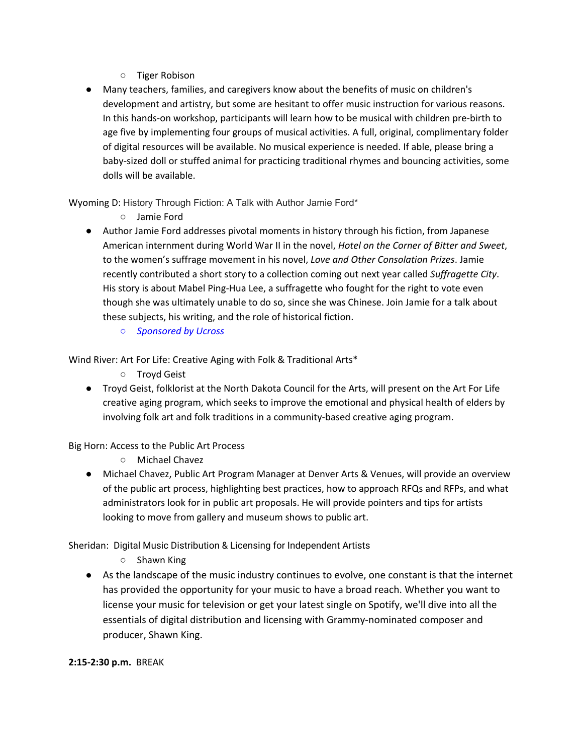- Tiger Robison

- Many teachers, families, and caregivers know about the benefits of music on children's development and artistry, but some are hesitant to offer music instruction for various reasons. In this hands-on workshop, participants will learn how to be musical with children pre-birth to age five by implementing four groups of musical activities. A full, original, complimentary folder of digital resources will be available. No musical experience is needed. If able, please bring a baby-sized doll or stuffed animal for practicing traditional rhymes and bouncing activities, some dolls will be available.

Wyoming D: History Through Fiction: A Talk with Author Jamie Ford*

  - Jamie Ford

- Author Jamie Ford addresses pivotal moments in history through his fiction, from Japanese American internment during World War II in the novel, *Hotel on the Corner of Bitter and Sweet*, to the women's suffrage movement in his novel, *Love and Other Consolation Prizes*. Jamie recently contributed a short story to a collection coming out next year called *Suffragette City*. His story is about Mabel Ping-Hua Lee, a suffragette who fought for the right to vote even though she was ultimately unable to do so, since she was Chinese. Join Jamie for a talk about these subjects, his writing, and the role of historical fiction.
  - *Sponsored by Ucross*

Wind River: Art For Life: Creative Aging with Folk & Traditional Arts*

  - Troyd Geist

- Troyd Geist, folklorist at the North Dakota Council for the Arts, will present on the Art For Life creative aging program, which seeks to improve the emotional and physical health of elders by involving folk art and folk traditions in a community-based creative aging program.

Big Horn: Access to the Public Art Process

  - Michael Chavez

- Michael Chavez, Public Art Program Manager at Denver Arts & Venues, will provide an overview of the public art process, highlighting best practices, how to approach RFQs and RFPs, and what administrators look for in public art proposals. He will provide pointers and tips for artists looking to move from gallery and museum shows to public art.

Sheridan: Digital Music Distribution & Licensing for Independent Artists

  - Shawn King

- As the landscape of the music industry continues to evolve, one constant is that the internet has provided the opportunity for your music to have a broad reach. Whether you want to license your music for television or get your latest single on Spotify, we'll dive into all the essentials of digital distribution and licensing with Grammy-nominated composer and producer, Shawn King.

**2:15-2:30 p.m.** BREAK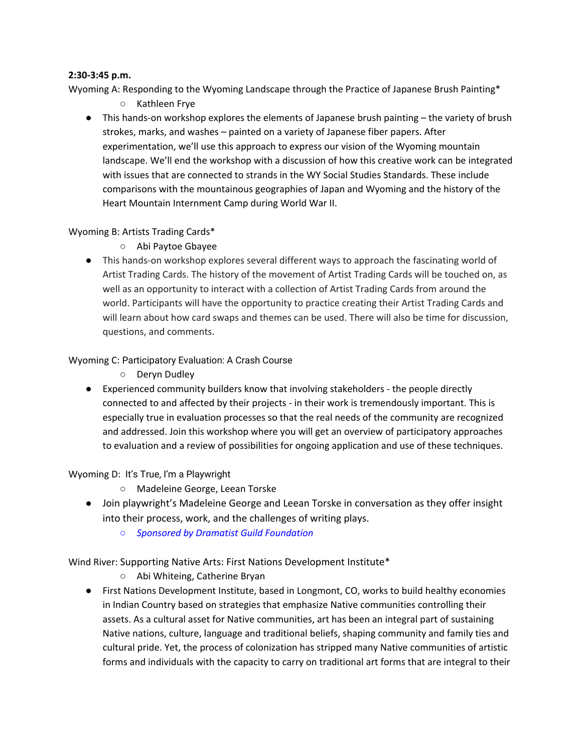**2:30-3:45 p.m.**

Wyoming A: Responding to the Wyoming Landscape through the Practice of Japanese Brush Painting*

- Kathleen Frye

- This hands-on workshop explores the elements of Japanese brush painting – the variety of brush strokes, marks, and washes – painted on a variety of Japanese fiber papers. After experimentation, we'll use this approach to express our vision of the Wyoming mountain landscape. We'll end the workshop with a discussion of how this creative work can be integrated with issues that are connected to strands in the WY Social Studies Standards. These include comparisons with the mountainous geographies of Japan and Wyoming and the history of the Heart Mountain Internment Camp during World War II.

Wyoming B: Artists Trading Cards*

- Abi Paytoe Gbayee

- This hands-on workshop explores several different ways to approach the fascinating world of Artist Trading Cards. The history of the movement of Artist Trading Cards will be touched on, as well as an opportunity to interact with a collection of Artist Trading Cards from around the world. Participants will have the opportunity to practice creating their Artist Trading Cards and will learn about how card swaps and themes can be used. There will also be time for discussion, questions, and comments.

Wyoming C: Participatory Evaluation: A Crash Course

- Deryn Dudley

- Experienced community builders know that involving stakeholders - the people directly connected to and affected by their projects - in their work is tremendously important. This is especially true in evaluation processes so that the real needs of the community are recognized and addressed. Join this workshop where you will get an overview of participatory approaches to evaluation and a review of possibilities for ongoing application and use of these techniques.

Wyoming D: It's True, I'm a Playwright

- Madeleine George, Leean Torske

- Join playwright's Madeleine George and Leean Torske in conversation as they offer insight into their process, work, and the challenges of writing plays.
  - *Sponsored by Dramatist Guild Foundation*

Wind River: Supporting Native Arts: First Nations Development Institute*

- Abi Whiteing, Catherine Bryan

- First Nations Development Institute, based in Longmont, CO, works to build healthy economies in Indian Country based on strategies that emphasize Native communities controlling their assets. As a cultural asset for Native communities, art has been an integral part of sustaining Native nations, culture, language and traditional beliefs, shaping community and family ties and cultural pride. Yet, the process of colonization has stripped many Native communities of artistic forms and individuals with the capacity to carry on traditional art forms that are integral to their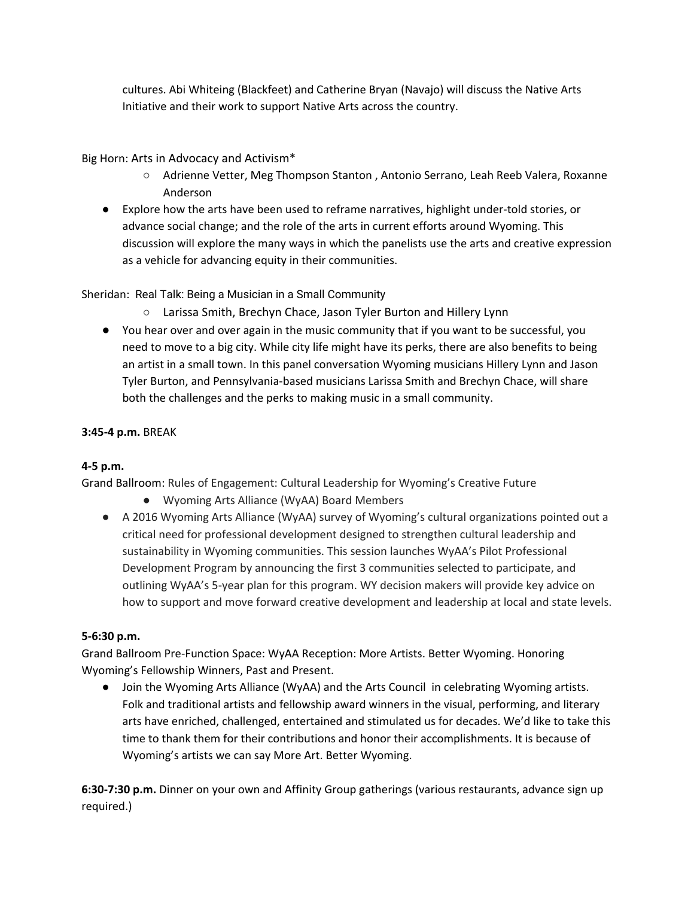cultures. Abi Whiteing (Blackfeet) and Catherine Bryan (Navajo) will discuss the Native Arts Initiative and their work to support Native Arts across the country.

Big Horn: Arts in Advocacy and Activism*

- Adrienne Vetter, Meg Thompson Stanton , Antonio Serrano, Leah Reeb Valera, Roxanne Anderson

- Explore how the arts have been used to reframe narratives, highlight under-told stories, or advance social change; and the role of the arts in current efforts around Wyoming. This discussion will explore the many ways in which the panelists use the arts and creative expression as a vehicle for advancing equity in their communities.

Sheridan: Real Talk: Being a Musician in a Small Community

- Larissa Smith, Brechyn Chace, Jason Tyler Burton and Hillery Lynn

- You hear over and over again in the music community that if you want to be successful, you need to move to a big city. While city life might have its perks, there are also benefits to being an artist in a small town. In this panel conversation Wyoming musicians Hillery Lynn and Jason Tyler Burton, and Pennsylvania-based musicians Larissa Smith and Brechyn Chace, will share both the challenges and the perks to making music in a small community.

**3:45-4 p.m.** BREAK

**4-5 p.m.**

Grand Ballroom: Rules of Engagement: Cultural Leadership for Wyoming's Creative Future

- Wyoming Arts Alliance (WyAA) Board Members

- A 2016 Wyoming Arts Alliance (WyAA) survey of Wyoming's cultural organizations pointed out a critical need for professional development designed to strengthen cultural leadership and sustainability in Wyoming communities. This session launches WyAA's Pilot Professional Development Program by announcing the first 3 communities selected to participate, and outlining WyAA's 5-year plan for this program. WY decision makers will provide key advice on how to support and move forward creative development and leadership at local and state levels.

**5-6:30 p.m.**

Grand Ballroom Pre-Function Space: WyAA Reception: More Artists. Better Wyoming. Honoring Wyoming's Fellowship Winners, Past and Present.

- Join the Wyoming Arts Alliance (WyAA) and the Arts Council in celebrating Wyoming artists. Folk and traditional artists and fellowship award winners in the visual, performing, and literary arts have enriched, challenged, entertained and stimulated us for decades. We'd like to take this time to thank them for their contributions and honor their accomplishments. It is because of Wyoming's artists we can say More Art. Better Wyoming.

**6:30-7:30 p.m.** Dinner on your own and Affinity Group gatherings (various restaurants, advance sign up required.)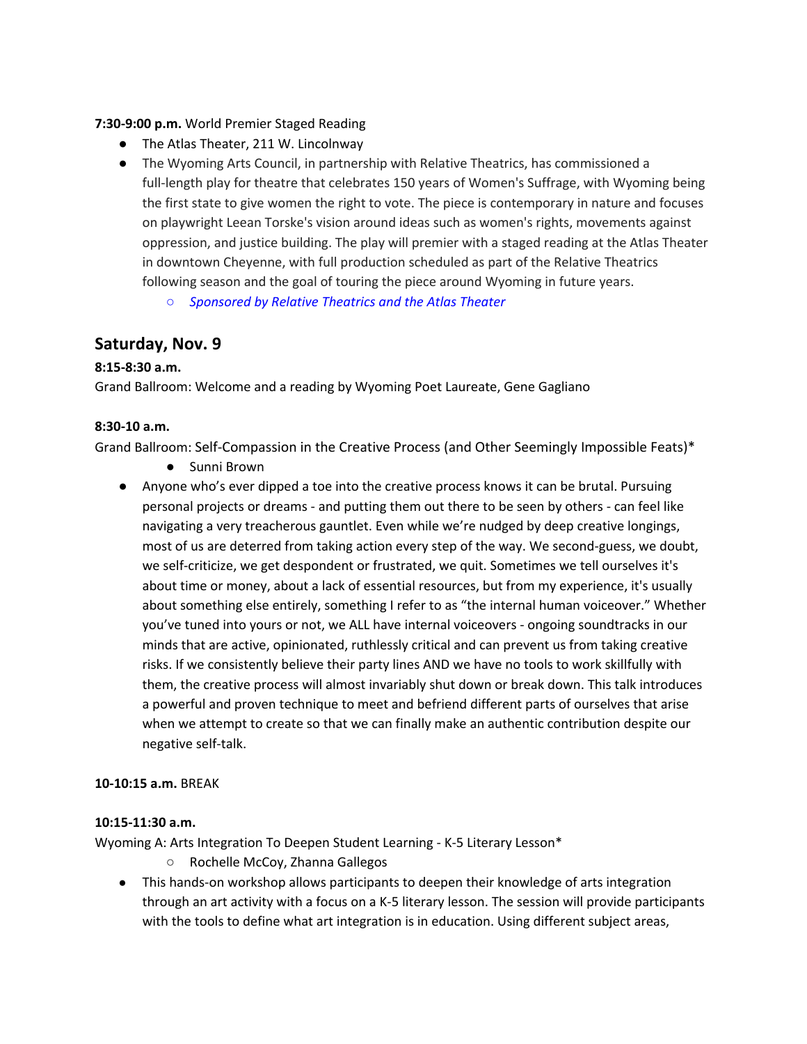**7:30-9:00 p.m.** World Premier Staged Reading

- The Atlas Theater, 211 W. Lincolnway
- The Wyoming Arts Council, in partnership with Relative Theatrics, has commissioned a full-length play for theatre that celebrates 150 years of Women's Suffrage, with Wyoming being the first state to give women the right to vote. The piece is contemporary in nature and focuses on playwright Leean Torske's vision around ideas such as women's rights, movements against oppression, and justice building. The play will premier with a staged reading at the Atlas Theater in downtown Cheyenne, with full production scheduled as part of the Relative Theatrics following season and the goal of touring the piece around Wyoming in future years.
  - *Sponsored by Relative Theatrics and the Atlas Theater*

## Saturday, Nov. 9

**8:15-8:30 a.m.**

Grand Ballroom: Welcome and a reading by Wyoming Poet Laureate, Gene Gagliano

**8:30-10 a.m.**

Grand Ballroom: Self-Compassion in the Creative Process (and Other Seemingly Impossible Feats)*

- Sunni Brown

- Anyone who's ever dipped a toe into the creative process knows it can be brutal. Pursuing personal projects or dreams - and putting them out there to be seen by others - can feel like navigating a very treacherous gauntlet. Even while we're nudged by deep creative longings, most of us are deterred from taking action every step of the way. We second-guess, we doubt, we self-criticize, we get despondent or frustrated, we quit. Sometimes we tell ourselves it's about time or money, about a lack of essential resources, but from my experience, it's usually about something else entirely, something I refer to as "the internal human voiceover." Whether you've tuned into yours or not, we ALL have internal voiceovers - ongoing soundtracks in our minds that are active, opinionated, ruthlessly critical and can prevent us from taking creative risks. If we consistently believe their party lines AND we have no tools to work skillfully with them, the creative process will almost invariably shut down or break down. This talk introduces a powerful and proven technique to meet and befriend different parts of ourselves that arise when we attempt to create so that we can finally make an authentic contribution despite our negative self-talk.

**10-10:15 a.m.** BREAK

**10:15-11:30 a.m.**

Wyoming A: Arts Integration To Deepen Student Learning - K-5 Literary Lesson*

- Rochelle McCoy, Zhanna Gallegos

- This hands-on workshop allows participants to deepen their knowledge of arts integration through an art activity with a focus on a K-5 literary lesson. The session will provide participants with the tools to define what art integration is in education. Using different subject areas,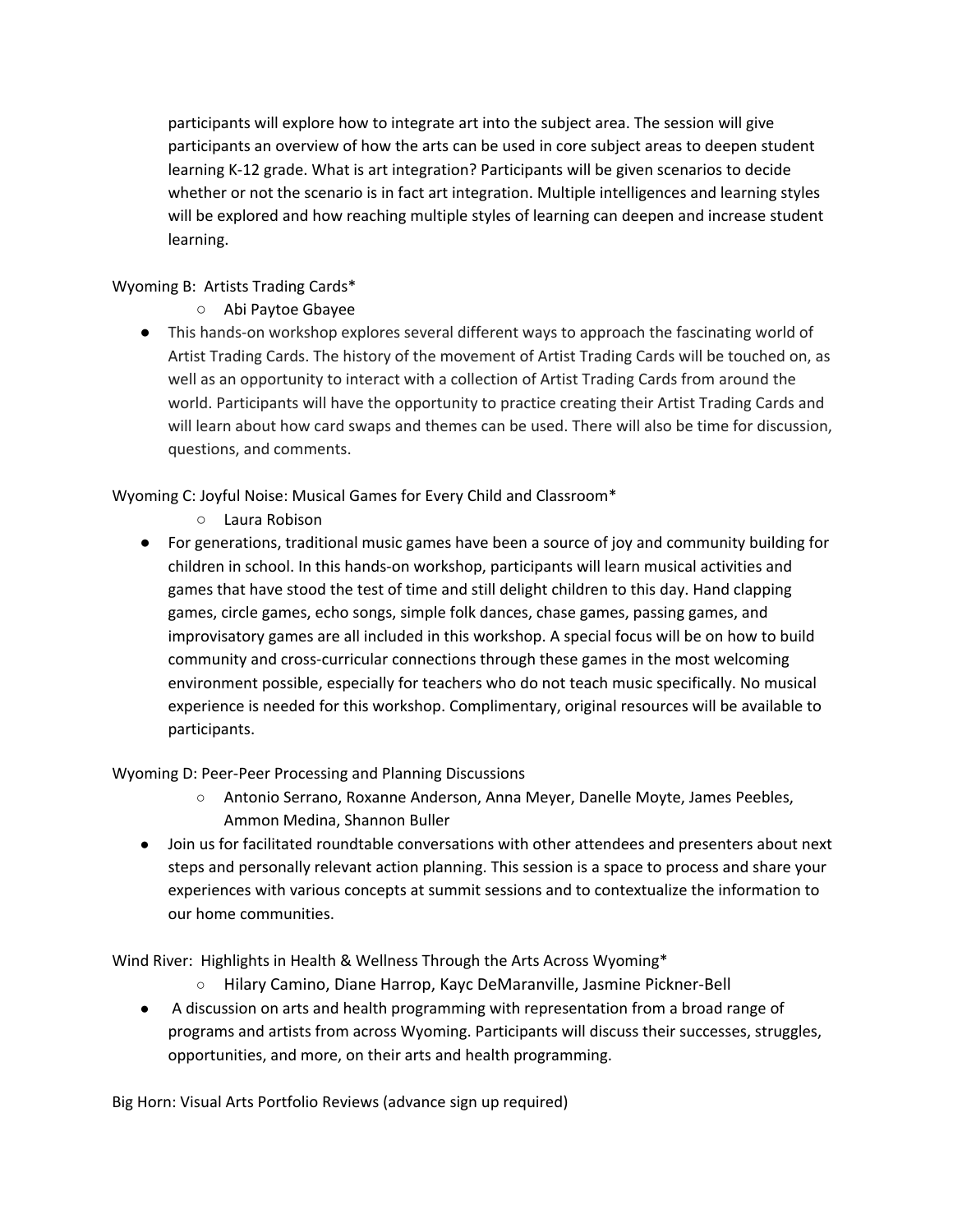participants will explore how to integrate art into the subject area. The session will give participants an overview of how the arts can be used in core subject areas to deepen student learning K-12 grade. What is art integration? Participants will be given scenarios to decide whether or not the scenario is in fact art integration. Multiple intelligences and learning styles will be explored and how reaching multiple styles of learning can deepen and increase student learning.

Wyoming B: Artists Trading Cards*

- Abi Paytoe Gbayee
- This hands-on workshop explores several different ways to approach the fascinating world of Artist Trading Cards. The history of the movement of Artist Trading Cards will be touched on, as well as an opportunity to interact with a collection of Artist Trading Cards from around the world. Participants will have the opportunity to practice creating their Artist Trading Cards and will learn about how card swaps and themes can be used. There will also be time for discussion, questions, and comments.

Wyoming C: Joyful Noise: Musical Games for Every Child and Classroom*

- Laura Robison
- For generations, traditional music games have been a source of joy and community building for children in school. In this hands-on workshop, participants will learn musical activities and games that have stood the test of time and still delight children to this day. Hand clapping games, circle games, echo songs, simple folk dances, chase games, passing games, and improvisatory games are all included in this workshop. A special focus will be on how to build community and cross-curricular connections through these games in the most welcoming environment possible, especially for teachers who do not teach music specifically. No musical experience is needed for this workshop. Complimentary, original resources will be available to participants.

Wyoming D: Peer-Peer Processing and Planning Discussions

- Antonio Serrano, Roxanne Anderson, Anna Meyer, Danelle Moyte, James Peebles, Ammon Medina, Shannon Buller
- Join us for facilitated roundtable conversations with other attendees and presenters about next steps and personally relevant action planning. This session is a space to process and share your experiences with various concepts at summit sessions and to contextualize the information to our home communities.

Wind River: Highlights in Health & Wellness Through the Arts Across Wyoming*

- Hilary Camino, Diane Harrop, Kayc DeMaranville, Jasmine Pickner-Bell
- A discussion on arts and health programming with representation from a broad range of programs and artists from across Wyoming. Participants will discuss their successes, struggles, opportunities, and more, on their arts and health programming.

Big Horn: Visual Arts Portfolio Reviews (advance sign up required)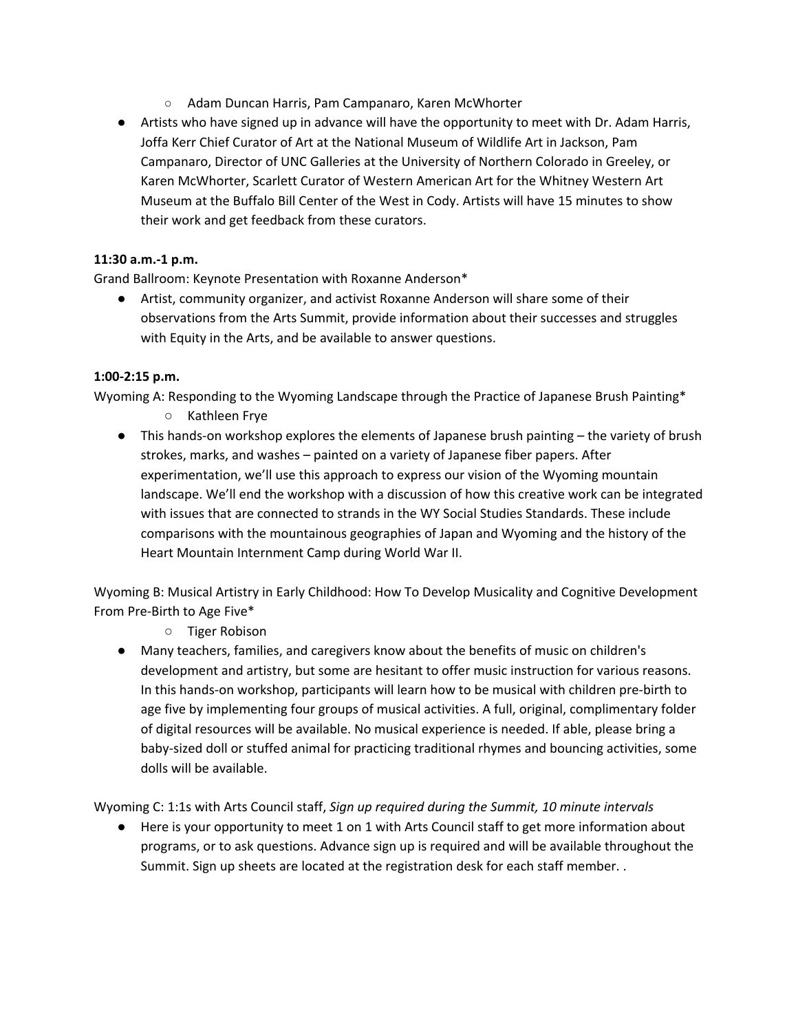- Adam Duncan Harris, Pam Campanaro, Karen McWhorter
- Artists who have signed up in advance will have the opportunity to meet with Dr. Adam Harris, Joffa Kerr Chief Curator of Art at the National Museum of Wildlife Art in Jackson, Pam Campanaro, Director of UNC Galleries at the University of Northern Colorado in Greeley, or Karen McWhorter, Scarlett Curator of Western American Art for the Whitney Western Art Museum at the Buffalo Bill Center of the West in Cody. Artists will have 15 minutes to show their work and get feedback from these curators.

**11:30 a.m.-1 p.m.**

Grand Ballroom: Keynote Presentation with Roxanne Anderson*

- Artist, community organizer, and activist Roxanne Anderson will share some of their observations from the Arts Summit, provide information about their successes and struggles with Equity in the Arts, and be available to answer questions.

**1:00-2:15 p.m.**

Wyoming A: Responding to the Wyoming Landscape through the Practice of Japanese Brush Painting*

- Kathleen Frye
- This hands-on workshop explores the elements of Japanese brush painting – the variety of brush strokes, marks, and washes – painted on a variety of Japanese fiber papers. After experimentation, we'll use this approach to express our vision of the Wyoming mountain landscape. We'll end the workshop with a discussion of how this creative work can be integrated with issues that are connected to strands in the WY Social Studies Standards. These include comparisons with the mountainous geographies of Japan and Wyoming and the history of the Heart Mountain Internment Camp during World War II.

Wyoming B: Musical Artistry in Early Childhood: How To Develop Musicality and Cognitive Development From Pre-Birth to Age Five*

- Tiger Robison
- Many teachers, families, and caregivers know about the benefits of music on children's development and artistry, but some are hesitant to offer music instruction for various reasons. In this hands-on workshop, participants will learn how to be musical with children pre-birth to age five by implementing four groups of musical activities. A full, original, complimentary folder of digital resources will be available. No musical experience is needed. If able, please bring a baby-sized doll or stuffed animal for practicing traditional rhymes and bouncing activities, some dolls will be available.

Wyoming C: 1:1s with Arts Council staff, *Sign up required during the Summit, 10 minute intervals*

- Here is your opportunity to meet 1 on 1 with Arts Council staff to get more information about programs, or to ask questions. Advance sign up is required and will be available throughout the Summit. Sign up sheets are located at the registration desk for each staff member. .